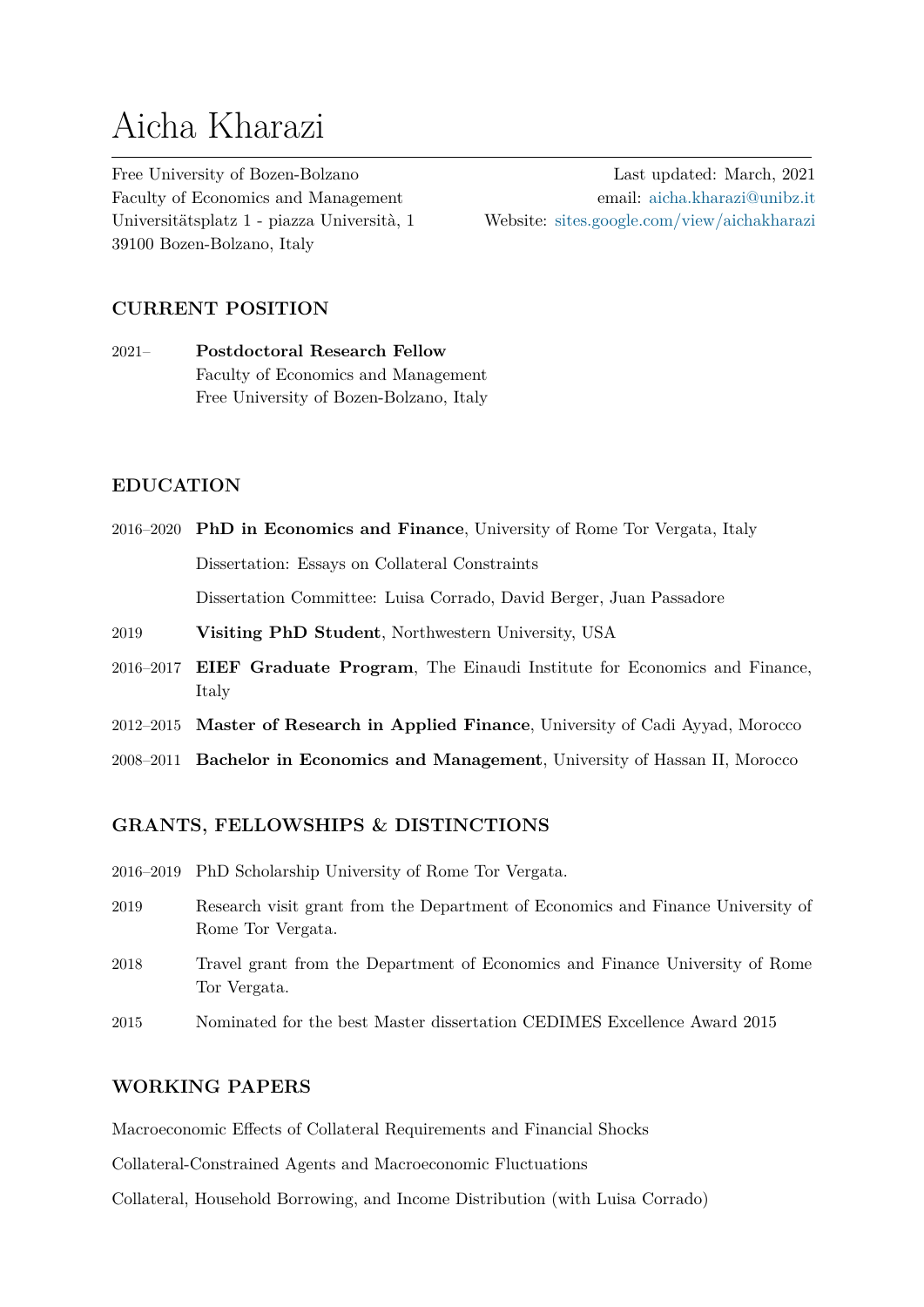# Aicha Kharazi

Free University of Bozen-Bolzano
Faculty of Economics and Management
Universitätsplatz 1 - piazza Università, 1
39100 Bozen-Bolzano, Italy

Last updated: March, 2021
email: aicha.kharazi@unibz.it
Website: sites.google.com/view/aichakharazi

## CURRENT POSITION

2021– **Postdoctoral Research Fellow**
Faculty of Economics and Management
Free University of Bozen-Bolzano, Italy

## EDUCATION

2016–2020 **PhD in Economics and Finance**, University of Rome Tor Vergata, Italy
Dissertation: Essays on Collateral Constraints
Dissertation Committee: Luisa Corrado, David Berger, Juan Passadore

2019 **Visiting PhD Student**, Northwestern University, USA

2016–2017 **EIEF Graduate Program**, The Einaudi Institute for Economics and Finance, Italy

2012–2015 **Master of Research in Applied Finance**, University of Cadi Ayyad, Morocco

2008–2011 **Bachelor in Economics and Management**, University of Hassan II, Morocco

## GRANTS, FELLOWSHIPS & DISTINCTIONS

2016–2019 PhD Scholarship University of Rome Tor Vergata.

2019 Research visit grant from the Department of Economics and Finance University of Rome Tor Vergata.

2018 Travel grant from the Department of Economics and Finance University of Rome Tor Vergata.

2015 Nominated for the best Master dissertation CEDIMES Excellence Award 2015

## WORKING PAPERS

Macroeconomic Effects of Collateral Requirements and Financial Shocks

Collateral-Constrained Agents and Macroeconomic Fluctuations

Collateral, Household Borrowing, and Income Distribution (with Luisa Corrado)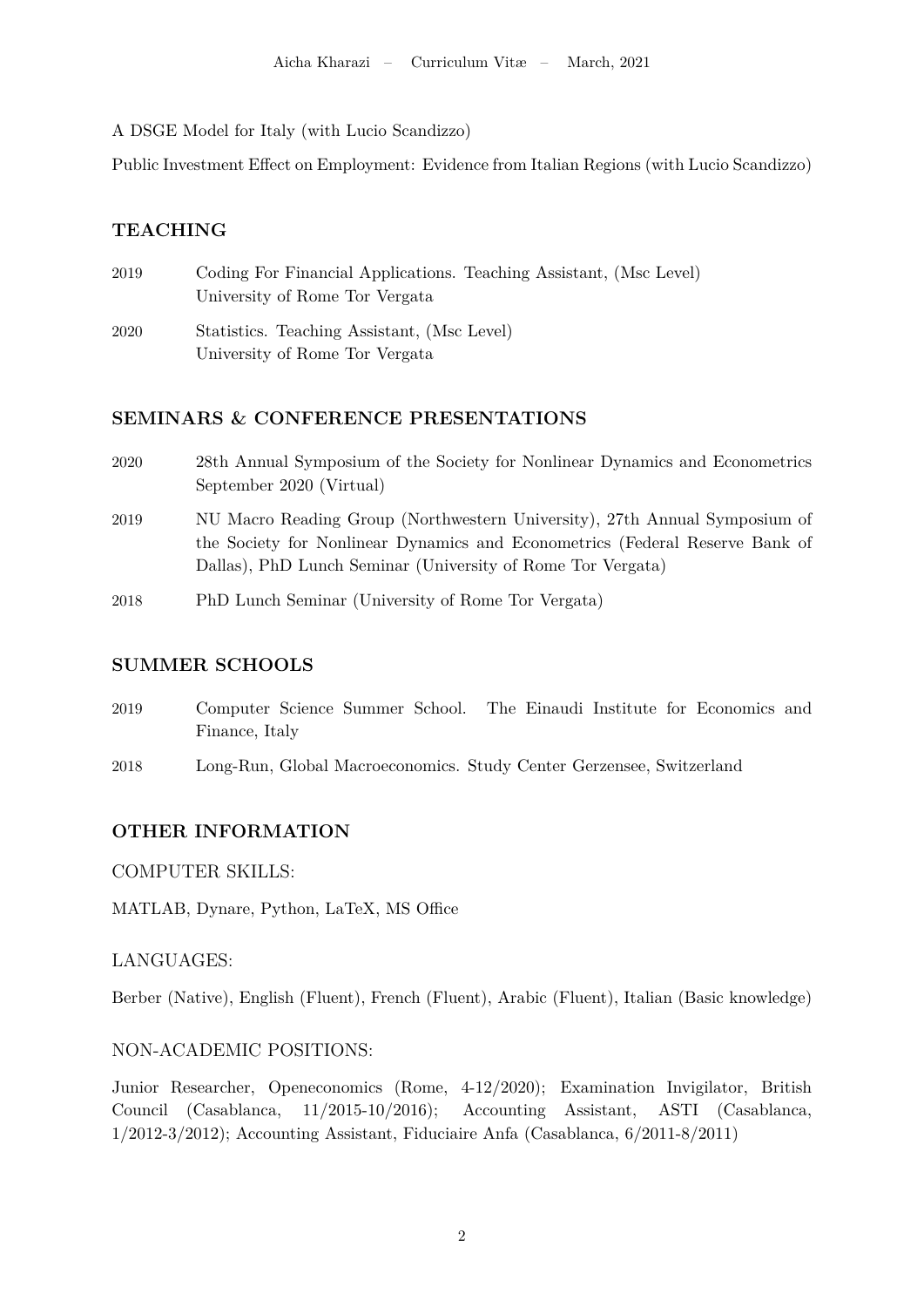A DSGE Model for Italy (with Lucio Scandizzo)

Public Investment Effect on Employment: Evidence from Italian Regions (with Lucio Scandizzo)

## TEACHING

2019 Coding For Financial Applications. Teaching Assistant, (Msc Level)
University of Rome Tor Vergata

2020 Statistics. Teaching Assistant, (Msc Level)
University of Rome Tor Vergata

## SEMINARS & CONFERENCE PRESENTATIONS

2020 28th Annual Symposium of the Society for Nonlinear Dynamics and Econometrics
September 2020 (Virtual)

2019 NU Macro Reading Group (Northwestern University), 27th Annual Symposium of the Society for Nonlinear Dynamics and Econometrics (Federal Reserve Bank of Dallas), PhD Lunch Seminar (University of Rome Tor Vergata)

2018 PhD Lunch Seminar (University of Rome Tor Vergata)

## SUMMER SCHOOLS

2019 Computer Science Summer School. The Einaudi Institute for Economics and Finance, Italy

2018 Long-Run, Global Macroeconomics. Study Center Gerzensee, Switzerland

## OTHER INFORMATION

COMPUTER SKILLS:

MATLAB, Dynare, Python, LaTeX, MS Office

LANGUAGES:

Berber (Native), English (Fluent), French (Fluent), Arabic (Fluent), Italian (Basic knowledge)

NON-ACADEMIC POSITIONS:

Junior Researcher, Openeconomics (Rome, 4-12/2020); Examination Invigilator, British Council (Casablanca, 11/2015-10/2016); Accounting Assistant, ASTI (Casablanca, 1/2012-3/2012); Accounting Assistant, Fiduciaire Anfa (Casablanca, 6/2011-8/2011)